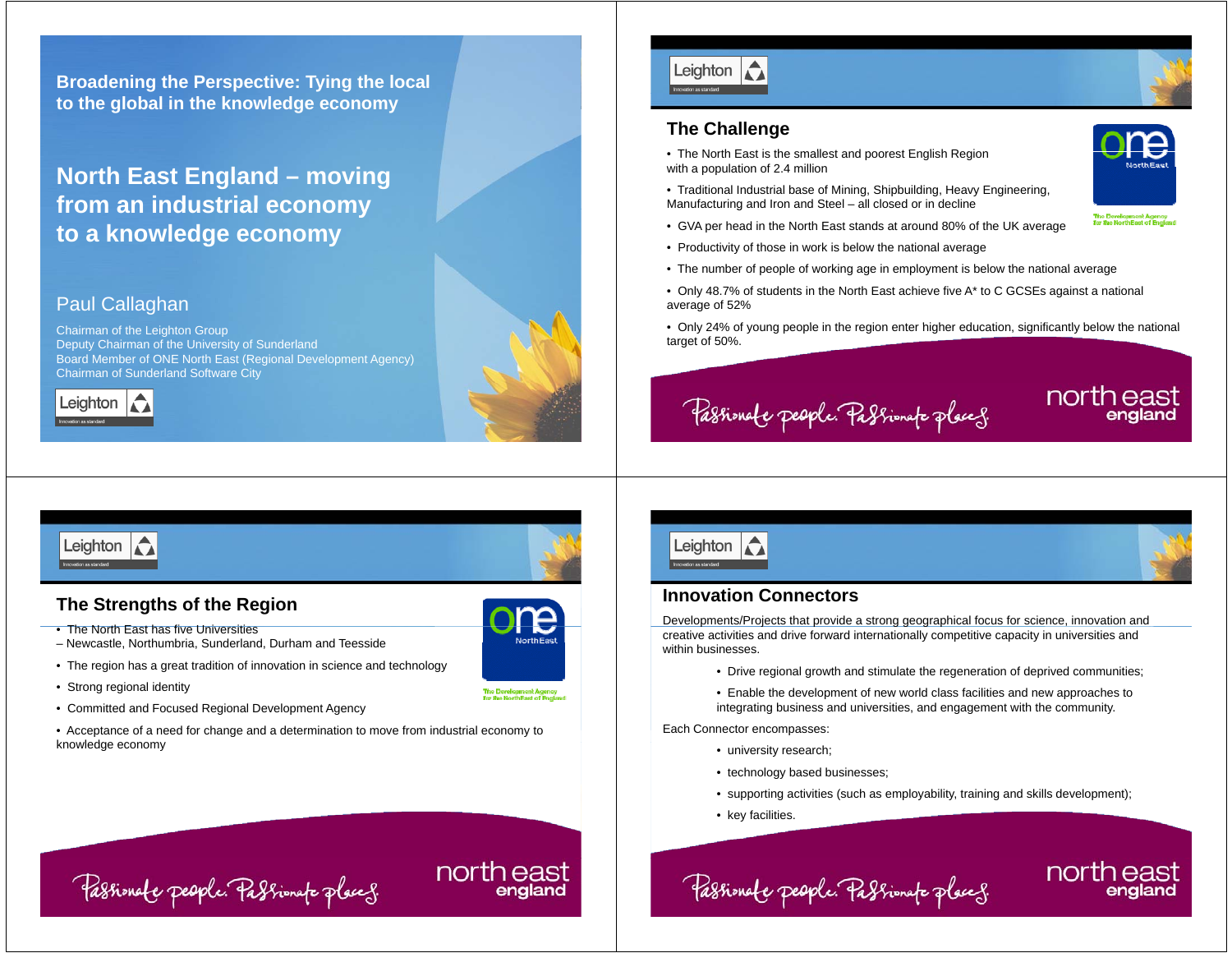# Broadening the Perspective: Tying the local to the global in the knowledge economy

## North East England – moving from an industrial economy to a knowledge economy

Paul Callaghan

Chairman of the Leighton Group
Deputy Chairman of the University of Sunderland
Board Member of ONE North East (Regional Development Agency)
Chairman of Sunderland Software City

Leighton
Innovation as standard

---

## The Challenge

- The North East is the smallest and poorest English Region with a population of 2.4 million
- Traditional Industrial base of Mining, Shipbuilding, Heavy Engineering, Manufacturing and Iron and Steel – all closed or in decline
- GVA per head in the North East stands at around 80% of the UK average
- Productivity of those in work is below the national average
- The number of people of working age in employment is below the national average
- Only 48.7% of students in the North East achieve five A* to C GCSEs against a national average of 52%
- Only 24% of young people in the region enter higher education, significantly below the national target of 50%.

one NorthEast
The Development Agency for the NorthEast of England

Passionate people. Passionate places.
north east england

---

## The Strengths of the Region

- The North East has five Universities
  – Newcastle, Northumbria, Sunderland, Durham and Teesside
- The region has a great tradition of innovation in science and technology
- Strong regional identity
- Committed and Focused Regional Development Agency
- Acceptance of a need for change and a determination to move from industrial economy to knowledge economy

one NorthEast
The Development Agency for the NorthEast of England

Passionate people. Passionate places.
north east england

---

## Innovation Connectors

Developments/Projects that provide a strong geographical focus for science, innovation and creative activities and drive forward internationally competitive capacity in universities and within businesses.

- Drive regional growth and stimulate the regeneration of deprived communities;
- Enable the development of new world class facilities and new approaches to integrating business and universities, and engagement with the community.

Each Connector encompasses:

- university research;
- technology based businesses;
- supporting activities (such as employability, training and skills development);
- key facilities.

Passionate people. Passionate places.
north east england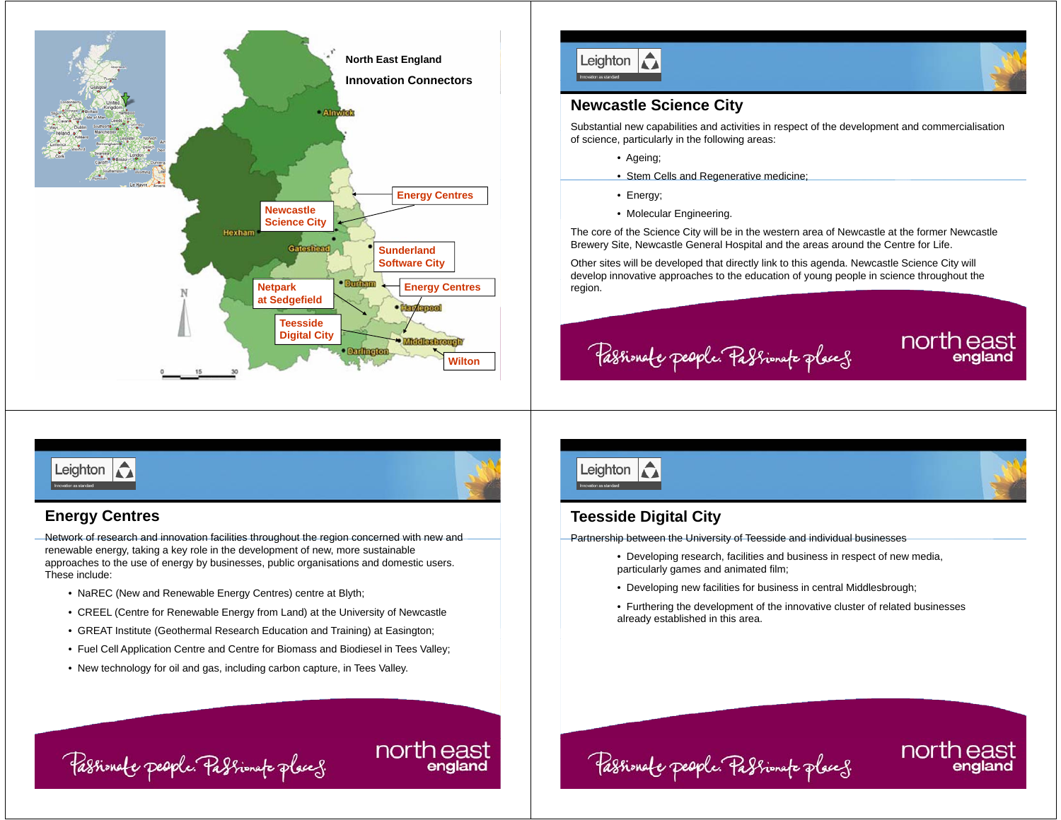North East England

Innovation Connectors

Alnwick

Energy Centres

Newcastle Science City

Hexham

Gateshead

Sunderland Software City

Netpark at Sedgefield

Durham

Energy Centres

Hartlepool

Teesside Digital City

Middlesbrough

Darlington

Wilton

N

0 15 30

## Newcastle Science City

Substantial new capabilities and activities in respect of the development and commercialisation of science, particularly in the following areas:

- Ageing;
- Stem Cells and Regenerative medicine;
- Energy;
- Molecular Engineering.

The core of the Science City will be in the western area of Newcastle at the former Newcastle Brewery Site, Newcastle General Hospital and the areas around the Centre for Life.

Other sites will be developed that directly link to this agenda. Newcastle Science City will develop innovative approaches to the education of young people in science throughout the region.

## Energy Centres

Network of research and innovation facilities throughout the region concerned with new and renewable energy, taking a key role in the development of new, more sustainable approaches to the use of energy by businesses, public organisations and domestic users. These include:

- NaREC (New and Renewable Energy Centres) centre at Blyth;
- CREEL (Centre for Renewable Energy from Land) at the University of Newcastle
- GREAT Institute (Geothermal Research Education and Training) at Easington;
- Fuel Cell Application Centre and Centre for Biomass and Biodiesel in Tees Valley;
- New technology for oil and gas, including carbon capture, in Tees Valley.

## Teesside Digital City

Partnership between the University of Teesside and individual businesses

- Developing research, facilities and business in respect of new media, particularly games and animated film;
- Developing new facilities for business in central Middlesbrough;
- Furthering the development of the innovative cluster of related businesses already established in this area.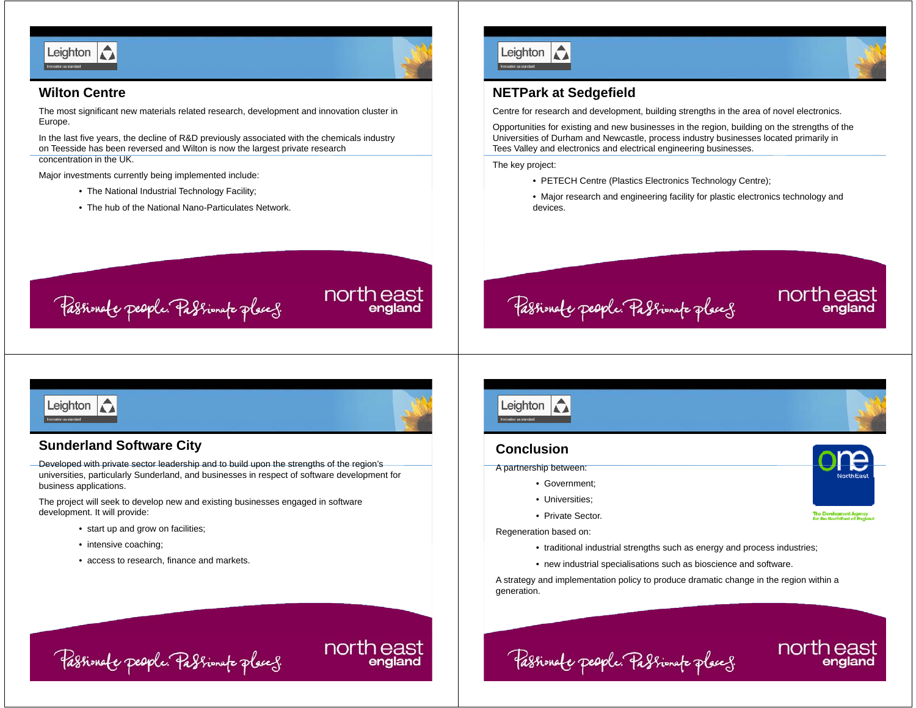## Wilton Centre

The most significant new materials related research, development and innovation cluster in Europe.

In the last five years, the decline of R&D previously associated with the chemicals industry on Teesside has been reversed and Wilton is now the largest private research concentration in the UK.

Major investments currently being implemented include:

- The National Industrial Technology Facility;
- The hub of the National Nano-Particulates Network.

## NETPark at Sedgefield

Centre for research and development, building strengths in the area of novel electronics.

Opportunities for existing and new businesses in the region, building on the strengths of the Universities of Durham and Newcastle, process industry businesses located primarily in Tees Valley and electronics and electrical engineering businesses.

The key project:

- PETECH Centre (Plastics Electronics Technology Centre);
- Major research and engineering facility for plastic electronics technology and devices.

## Sunderland Software City

Developed with private sector leadership and to build upon the strengths of the region's universities, particularly Sunderland, and businesses in respect of software development for business applications.

The project will seek to develop new and existing businesses engaged in software development. It will provide:

- start up and grow on facilities;
- intensive coaching;
- access to research, finance and markets.

## Conclusion

A partnership between:

- Government;
- Universities;
- Private Sector.

Regeneration based on:

- traditional industrial strengths such as energy and process industries;
- new industrial specialisations such as bioscience and software.

A strategy and implementation policy to produce dramatic change in the region within a generation.